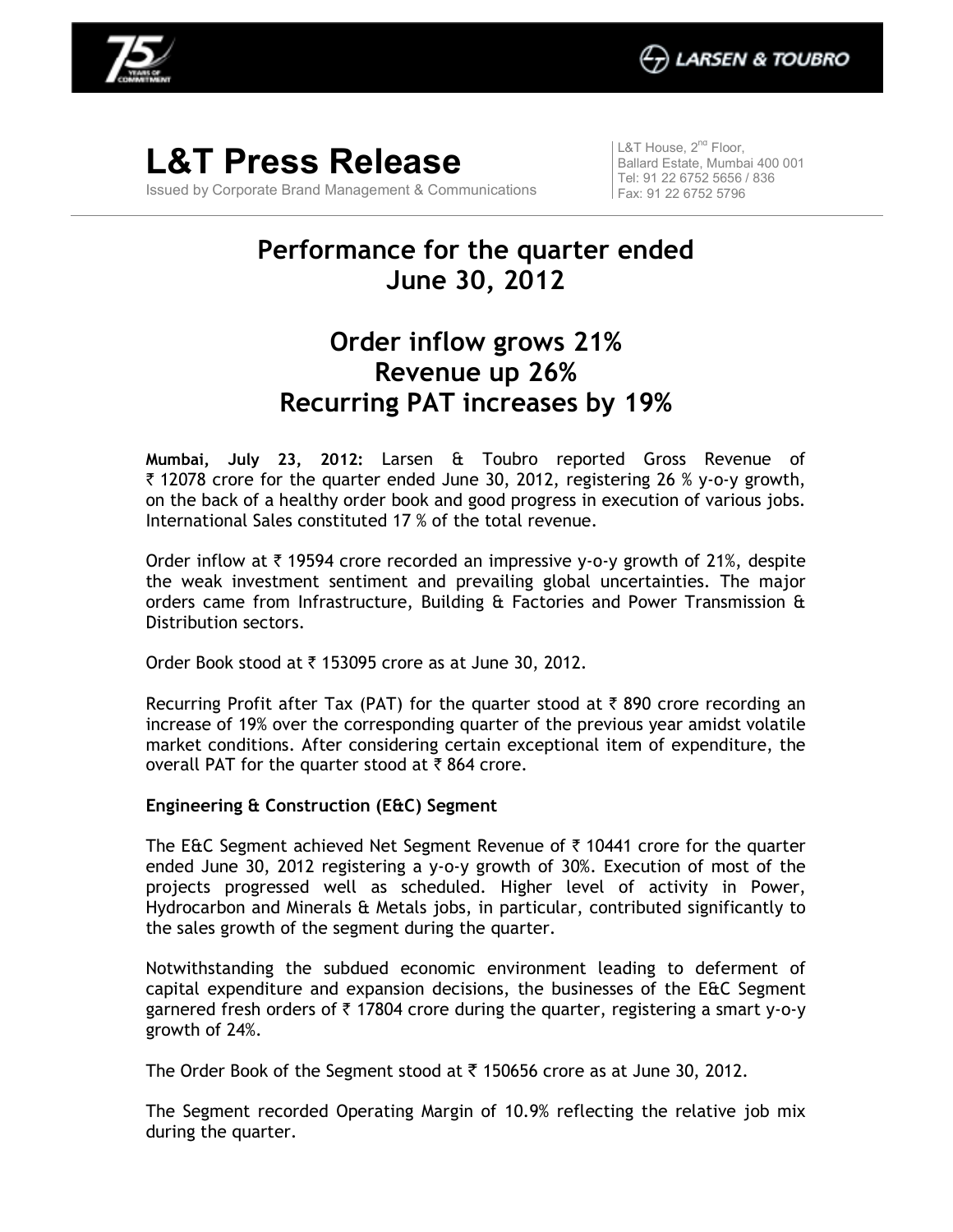# L&T Press Release

Issued by Corporate Brand Management & Communications

L&T House, 2nd Floor,
Ballard Estate, Mumbai 400 001
Tel: 91 22 6752 5656 / 836
Fax: 91 22 6752 5796

## Performance for the quarter ended June 30, 2012

## Order inflow grows 21%
## Revenue up 26%
## Recurring PAT increases by 19%

**Mumbai, July 23, 2012:** Larsen & Toubro reported Gross Revenue of ₹ 12078 crore for the quarter ended June 30, 2012, registering 26 % y-o-y growth, on the back of a healthy order book and good progress in execution of various jobs. International Sales constituted 17 % of the total revenue.

Order inflow at ₹ 19594 crore recorded an impressive y-o-y growth of 21%, despite the weak investment sentiment and prevailing global uncertainties. The major orders came from Infrastructure, Building & Factories and Power Transmission & Distribution sectors.

Order Book stood at ₹ 153095 crore as at June 30, 2012.

Recurring Profit after Tax (PAT) for the quarter stood at ₹ 890 crore recording an increase of 19% over the corresponding quarter of the previous year amidst volatile market conditions. After considering certain exceptional item of expenditure, the overall PAT for the quarter stood at ₹ 864 crore.

**Engineering & Construction (E&C) Segment**

The E&C Segment achieved Net Segment Revenue of ₹ 10441 crore for the quarter ended June 30, 2012 registering a y-o-y growth of 30%. Execution of most of the projects progressed well as scheduled. Higher level of activity in Power, Hydrocarbon and Minerals & Metals jobs, in particular, contributed significantly to the sales growth of the segment during the quarter.

Notwithstanding the subdued economic environment leading to deferment of capital expenditure and expansion decisions, the businesses of the E&C Segment garnered fresh orders of ₹ 17804 crore during the quarter, registering a smart y-o-y growth of 24%.

The Order Book of the Segment stood at ₹ 150656 crore as at June 30, 2012.

The Segment recorded Operating Margin of 10.9% reflecting the relative job mix during the quarter.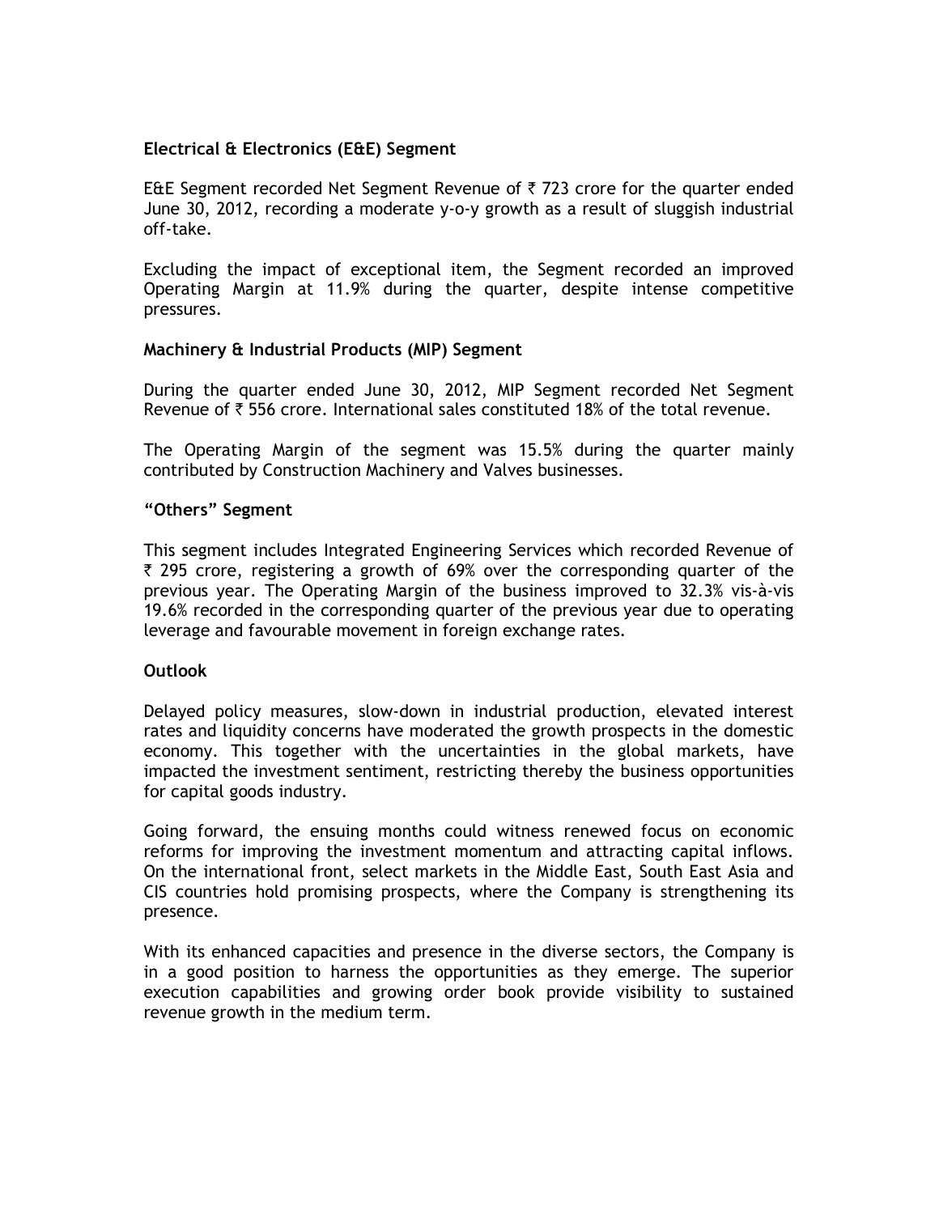**Electrical & Electronics (E&E) Segment**

E&E Segment recorded Net Segment Revenue of ₹ 723 crore for the quarter ended June 30, 2012, recording a moderate y-o-y growth as a result of sluggish industrial off-take.

Excluding the impact of exceptional item, the Segment recorded an improved Operating Margin at 11.9% during the quarter, despite intense competitive pressures.

**Machinery & Industrial Products (MIP) Segment**

During the quarter ended June 30, 2012, MIP Segment recorded Net Segment Revenue of ₹ 556 crore. International sales constituted 18% of the total revenue.

The Operating Margin of the segment was 15.5% during the quarter mainly contributed by Construction Machinery and Valves businesses.

**"Others" Segment**

This segment includes Integrated Engineering Services which recorded Revenue of ₹ 295 crore, registering a growth of 69% over the corresponding quarter of the previous year. The Operating Margin of the business improved to 32.3% vis-à-vis 19.6% recorded in the corresponding quarter of the previous year due to operating leverage and favourable movement in foreign exchange rates.

**Outlook**

Delayed policy measures, slow-down in industrial production, elevated interest rates and liquidity concerns have moderated the growth prospects in the domestic economy. This together with the uncertainties in the global markets, have impacted the investment sentiment, restricting thereby the business opportunities for capital goods industry.

Going forward, the ensuing months could witness renewed focus on economic reforms for improving the investment momentum and attracting capital inflows. On the international front, select markets in the Middle East, South East Asia and CIS countries hold promising prospects, where the Company is strengthening its presence.

With its enhanced capacities and presence in the diverse sectors, the Company is in a good position to harness the opportunities as they emerge. The superior execution capabilities and growing order book provide visibility to sustained revenue growth in the medium term.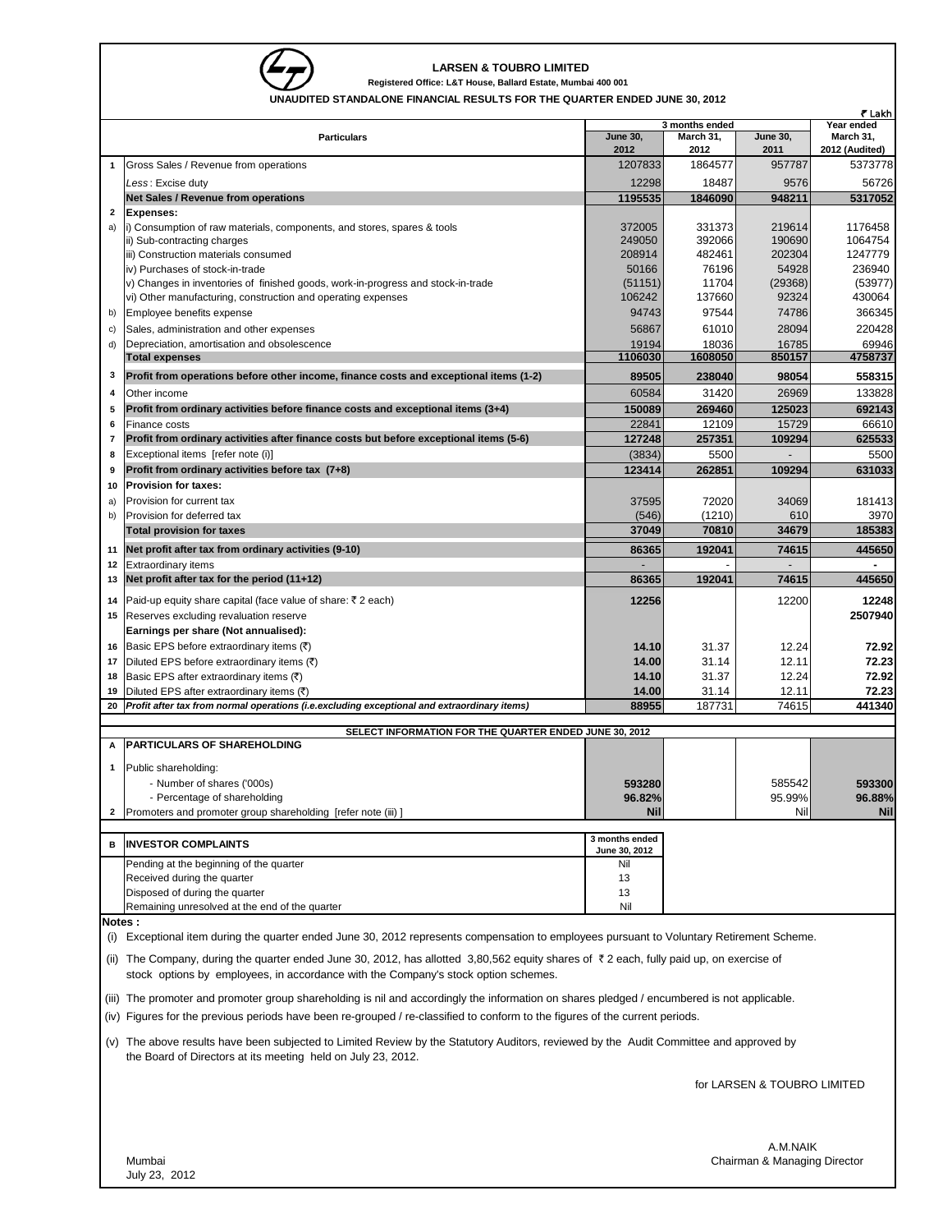# LARSEN & TOUBRO LIMITED

**Registered Office: L&T House, Ballard Estate, Mumbai 400 001**

**UNAUDITED STANDALONE FINANCIAL RESULTS FOR THE QUARTER ENDED JUNE 30, 2012**

₹ Lakh

| | Particulars | 3 months ended | | | Year ended |
|---|---|---|---|---|---|
| | | June 30, 2012 | March 31, 2012 | June 30, 2011 | March 31, 2012 (Audited) |
| 1 | Gross Sales / Revenue from operations | 1207833 | 1864577 | 957787 | 5373778 |
| | *Less* : Excise duty | 12298 | 18487 | 9576 | 56726 |
| | **Net Sales / Revenue from operations** | **1195535** | **1846090** | **948211** | **5317052** |
| 2 | **Expenses:** | | | | |
| a) | i) Consumption of raw materials, components, and stores, spares & tools | 372005 | 331373 | 219614 | 1176458 |
| | ii) Sub-contracting charges | 249050 | 392066 | 190690 | 1064754 |
| | iii) Construction materials consumed | 208914 | 482461 | 202304 | 1247779 |
| | iv) Purchases of stock-in-trade | 50166 | 76196 | 54928 | 236940 |
| | v) Changes in inventories of finished goods, work-in-progress and stock-in-trade | (51151) | 11704 | (29368) | (53977) |
| | vi) Other manufacturing, construction and operating expenses | 106242 | 137660 | 92324 | 430064 |
| b) | Employee benefits expense | 94743 | 97544 | 74786 | 366345 |
| c) | Sales, administration and other expenses | 56867 | 61010 | 28094 | 220428 |
| d) | Depreciation, amortisation and obsolescence | 19194 | 18036 | 16785 | 69946 |
| | **Total expenses** | **1106030** | **1608050** | **850157** | **4758737** |
| 3 | **Profit from operations before other income, finance costs and exceptional items (1-2)** | **89505** | **238040** | **98054** | **558315** |
| 4 | Other income | 60584 | 31420 | 26969 | 133828 |
| 5 | **Profit from ordinary activities before finance costs and exceptional items (3+4)** | **150089** | **269460** | **125023** | **692143** |
| 6 | Finance costs | 22841 | 12109 | 15729 | 66610 |
| 7 | **Profit from ordinary activities after finance costs but before exceptional items (5-6)** | **127248** | **257351** | **109294** | **625533** |
| 8 | Exceptional items [refer note (i)] | (3834) | 5500 | - | 5500 |
| 9 | **Profit from ordinary activities before tax (7+8)** | **123414** | **262851** | **109294** | **631033** |
| 10 | **Provision for taxes:** | | | | |
| a) | Provision for current tax | 37595 | 72020 | 34069 | 181413 |
| b) | Provision for deferred tax | (546) | (1210) | 610 | 3970 |
| | **Total provision for taxes** | **37049** | **70810** | **34679** | **185383** |
| 11 | **Net profit after tax from ordinary activities (9-10)** | **86365** | **192041** | **74615** | **445650** |
| 12 | Extraordinary items | - | - | - | - |
| 13 | **Net profit after tax for the period (11+12)** | **86365** | **192041** | **74615** | **445650** |
| 14 | Paid-up equity share capital (face value of share: ₹ 2 each) | **12256** | | 12200 | **12248** |
| 15 | Reserves excluding revaluation reserve | | | | **2507940** |
| | **Earnings per share (Not annualised):** | | | | |
| 16 | Basic EPS before extraordinary items (₹) | **14.10** | 31.37 | 12.24 | **72.92** |
| 17 | Diluted EPS before extraordinary items (₹) | **14.00** | 31.14 | 12.11 | **72.23** |
| 18 | Basic EPS after extraordinary items (₹) | **14.10** | 31.37 | 12.24 | **72.92** |
| 19 | Diluted EPS after extraordinary items (₹) | **14.00** | 31.14 | 12.11 | **72.23** |
| 20 | ***Profit after tax from normal operations (i.e.excluding exceptional and extraordinary items)*** | **88955** | 187731 | 74615 | 441340 |

**SELECT INFORMATION FOR THE QUARTER ENDED JUNE 30, 2012**

| | | June 30, 2012 | March 31, 2012 | June 30, 2011 | March 31, 2012 (Audited) |
|---|---|---|---|---|---|
| A | **PARTICULARS OF SHAREHOLDING** | | | | |
| 1 | Public shareholding: | | | | |
| | - Number of shares ('000s) | **593280** | | 585542 | **593300** |
| | - Percentage of shareholding | **96.82%** | | 95.99% | **96.88%** |
| 2 | Promoters and promoter group shareholding [refer note (iii) ] | **Nil** | | Nil | **Nil** |

| B | **INVESTOR COMPLAINTS** | 3 months ended June 30, 2012 |
|---|---|---|
| | Pending at the beginning of the quarter | Nil |
| | Received during the quarter | 13 |
| | Disposed of during the quarter | 13 |
| | Remaining unresolved at the end of the quarter | Nil |

**Notes :**

(i) Exceptional item during the quarter ended June 30, 2012 represents compensation to employees pursuant to Voluntary Retirement Scheme.

(ii) The Company, during the quarter ended June 30, 2012, has allotted 3,80,562 equity shares of ₹ 2 each, fully paid up, on exercise of stock options by employees, in accordance with the Company's stock option schemes.

(iii) The promoter and promoter group shareholding is nil and accordingly the information on shares pledged / encumbered is not applicable.

(iv) Figures for the previous periods have been re-grouped / re-classified to conform to the figures of the current periods.

(v) The above results have been subjected to Limited Review by the Statutory Auditors, reviewed by the Audit Committee and approved by the Board of Directors at its meeting held on July 23, 2012.

for LARSEN & TOUBRO LIMITED

A.M.NAIK
Chairman & Managing Director

Mumbai
July 23, 2012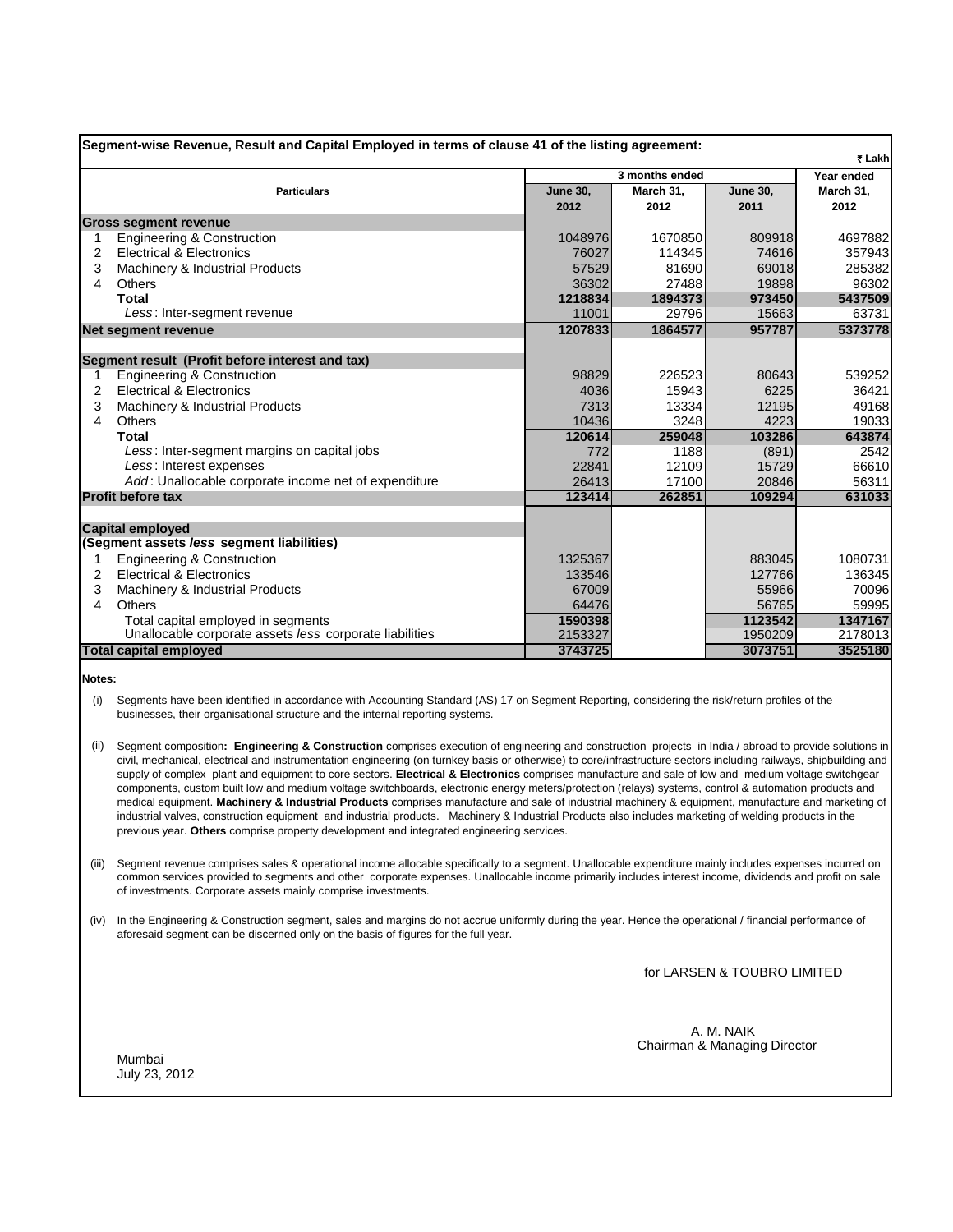**Segment-wise Revenue, Result and Capital Employed in terms of clause 41 of the listing agreement:**

₹ Lakh

| Particulars | 3 months ended | | | Year ended |
|---|---|---|---|---|
| | June 30, 2012 | March 31, 2012 | June 30, 2011 | March 31, 2012 |
| **Gross segment revenue** | | | | |
| 1 Engineering & Construction | 1048976 | 1670850 | 809918 | 4697882 |
| 2 Electrical & Electronics | 76027 | 114345 | 74616 | 357943 |
| 3 Machinery & Industrial Products | 57529 | 81690 | 69018 | 285382 |
| 4 Others | 36302 | 27488 | 19898 | 96302 |
| **Total** | **1218834** | **1894373** | **973450** | **5437509** |
| *Less*: Inter-segment revenue | 11001 | 29796 | 15663 | 63731 |
| **Net segment revenue** | **1207833** | **1864577** | **957787** | **5373778** |
| | | | | |
| **Segment result (Profit before interest and tax)** | | | | |
| 1 Engineering & Construction | 98829 | 226523 | 80643 | 539252 |
| 2 Electrical & Electronics | 4036 | 15943 | 6225 | 36421 |
| 3 Machinery & Industrial Products | 7313 | 13334 | 12195 | 49168 |
| 4 Others | 10436 | 3248 | 4223 | 19033 |
| **Total** | **120614** | **259048** | **103286** | **643874** |
| *Less*: Inter-segment margins on capital jobs | 772 | 1188 | (891) | 2542 |
| *Less*: Interest expenses | 22841 | 12109 | 15729 | 66610 |
| *Add*: Unallocable corporate income net of expenditure | 26413 | 17100 | 20846 | 56311 |
| **Profit before tax** | **123414** | **262851** | **109294** | **631033** |
| | | | | |
| **Capital employed** | | | | |
| **(Segment assets *less* segment liabilities)** | | | | |
| 1 Engineering & Construction | 1325367 | | 883045 | 1080731 |
| 2 Electrical & Electronics | 133546 | | 127766 | 136345 |
| 3 Machinery & Industrial Products | 67009 | | 55966 | 70096 |
| 4 Others | 64476 | | 56765 | 59995 |
| Total capital employed in segments | **1590398** | | **1123542** | **1347167** |
| Unallocable corporate assets *less* corporate liabilities | 2153327 | | 1950209 | 2178013 |
| **Total capital employed** | **3743725** | | **3073751** | **3525180** |

**Notes:**

(i) Segments have been identified in accordance with Accounting Standard (AS) 17 on Segment Reporting, considering the risk/return profiles of the businesses, their organisational structure and the internal reporting systems.

(ii) Segment composition**: Engineering & Construction** comprises execution of engineering and construction projects in India / abroad to provide solutions in civil, mechanical, electrical and instrumentation engineering (on turnkey basis or otherwise) to core/infrastructure sectors including railways, shipbuilding and supply of complex plant and equipment to core sectors. **Electrical & Electronics** comprises manufacture and sale of low and medium voltage switchgear components, custom built low and medium voltage switchboards, electronic energy meters/protection (relays) systems, control & automation products and medical equipment. **Machinery & Industrial Products** comprises manufacture and sale of industrial machinery & equipment, manufacture and marketing of industrial valves, construction equipment and industrial products. Machinery & Industrial Products also includes marketing of welding products in the previous year. **Others** comprise property development and integrated engineering services.

(iii) Segment revenue comprises sales & operational income allocable specifically to a segment. Unallocable expenditure mainly includes expenses incurred on common services provided to segments and other corporate expenses. Unallocable income primarily includes interest income, dividends and profit on sale of investments. Corporate assets mainly comprise investments.

(iv) In the Engineering & Construction segment, sales and margins do not accrue uniformly during the year. Hence the operational / financial performance of aforesaid segment can be discerned only on the basis of figures for the full year.

for LARSEN & TOUBRO LIMITED

A. M. NAIK
Chairman & Managing Director

Mumbai
July 23, 2012